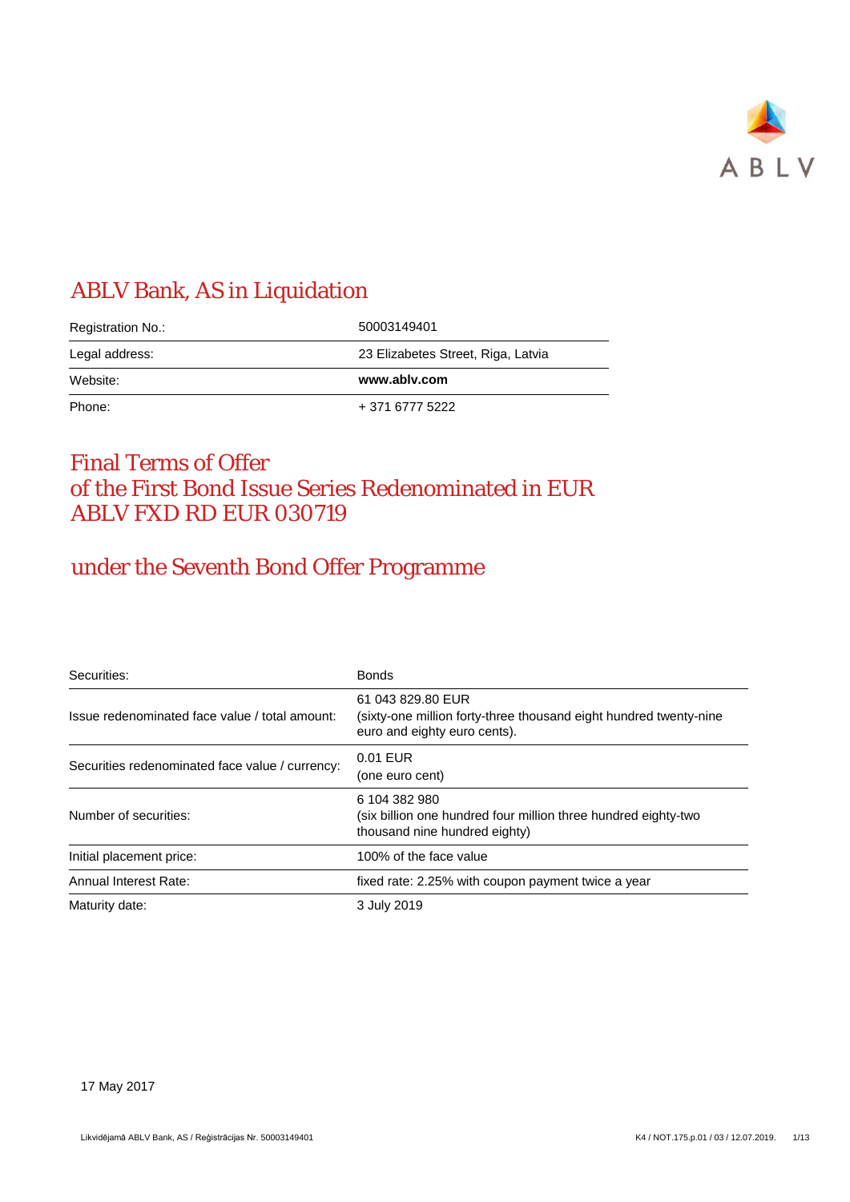# ABLV Bank, AS in Liquidation

| | |
|---|---|
| Registration No.: | 50003149401 |
| Legal address: | 23 Elizabetes Street, Riga, Latvia |
| Website: | **www.ablv.com** |
| Phone: | + 371 6777 5222 |

# Final Terms of Offer of the First Bond Issue Series Redenominated in EUR ABLV FXD RD EUR 030719

## under the Seventh Bond Offer Programme

| | |
|---|---|
| Securities: | Bonds |
| Issue redenominated face value / total amount: | 61 043 829.80 EUR (sixty-one million forty-three thousand eight hundred twenty-nine euro and eighty euro cents). |
| Securities redenominated face value / currency: | 0.01 EUR (one euro cent) |
| Number of securities: | 6 104 382 980 (six billion one hundred four million three hundred eighty-two thousand nine hundred eighty) |
| Initial placement price: | 100% of the face value |
| Annual Interest Rate: | fixed rate: 2.25% with coupon payment twice a year |
| Maturity date: | 3 July 2019 |

17 May 2017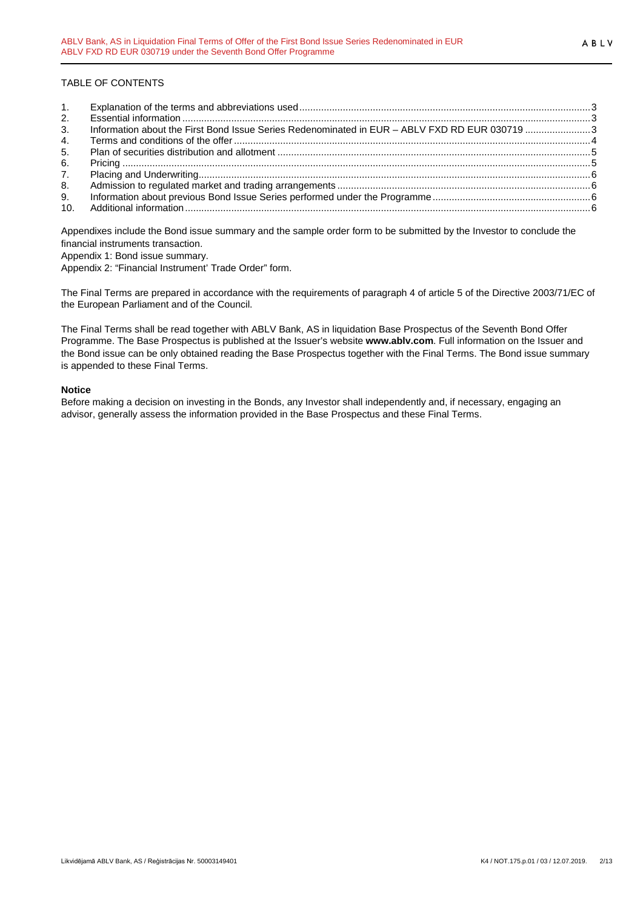TABLE OF CONTENTS

1. Explanation of the terms and abbreviations used ... 3
2. Essential information ... 3
3. Information about the First Bond Issue Series Redenominated in EUR – ABLV FXD RD EUR 030719 ... 3
4. Terms and conditions of the offer ... 4
5. Plan of securities distribution and allotment ... 5
6. Pricing ... 5
7. Placing and Underwriting ... 6
8. Admission to regulated market and trading arrangements ... 6
9. Information about previous Bond Issue Series performed under the Programme ... 6
10. Additional information ... 6

Appendixes include the Bond issue summary and the sample order form to be submitted by the Investor to conclude the financial instruments transaction.

Appendix 1: Bond issue summary.

Appendix 2: "Financial Instrument' Trade Order" form.

The Final Terms are prepared in accordance with the requirements of paragraph 4 of article 5 of the Directive 2003/71/EC of the European Parliament and of the Council.

The Final Terms shall be read together with ABLV Bank, AS in liquidation Base Prospectus of the Seventh Bond Offer Programme. The Base Prospectus is published at the Issuer's website **www.ablv.com**. Full information on the Issuer and the Bond issue can be only obtained reading the Base Prospectus together with the Final Terms. The Bond issue summary is appended to these Final Terms.

**Notice**

Before making a decision on investing in the Bonds, any Investor shall independently and, if necessary, engaging an advisor, generally assess the information provided in the Base Prospectus and these Final Terms.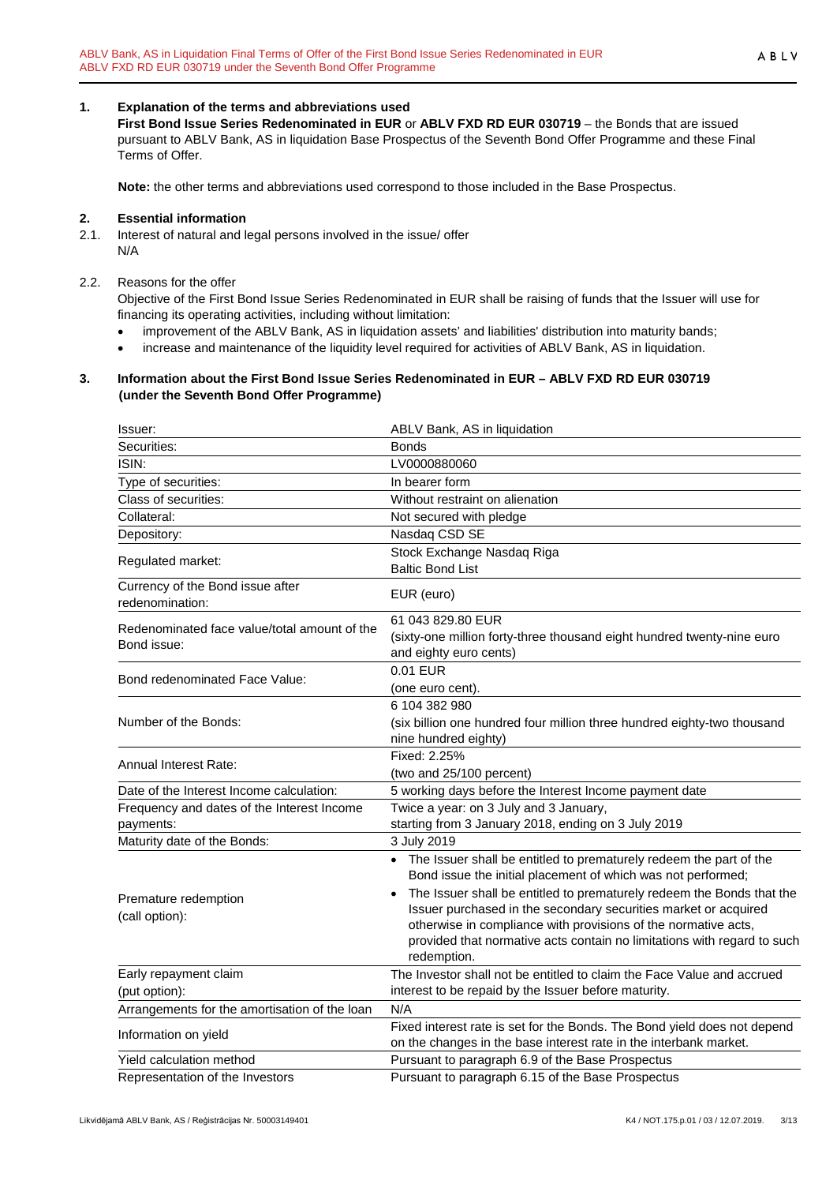## 1. Explanation of the terms and abbreviations used

**First Bond Issue Series Redenominated in EUR** or **ABLV FXD RD EUR 030719** – the Bonds that are issued pursuant to ABLV Bank, AS in liquidation Base Prospectus of the Seventh Bond Offer Programme and these Final Terms of Offer.

**Note:** the other terms and abbreviations used correspond to those included in the Base Prospectus.

## 2. Essential information

2.1. Interest of natural and legal persons involved in the issue/ offer

N/A

2.2. Reasons for the offer

Objective of the First Bond Issue Series Redenominated in EUR shall be raising of funds that the Issuer will use for financing its operating activities, including without limitation:

- improvement of the ABLV Bank, AS in liquidation assets' and liabilities' distribution into maturity bands;
- increase and maintenance of the liquidity level required for activities of ABLV Bank, AS in liquidation.

## 3. Information about the First Bond Issue Series Redenominated in EUR – ABLV FXD RD EUR 030719 (under the Seventh Bond Offer Programme)

| | |
|---|---|
| Issuer: | ABLV Bank, AS in liquidation |
| Securities: | Bonds |
| ISIN: | LV0000880060 |
| Type of securities: | In bearer form |
| Class of securities: | Without restraint on alienation |
| Collateral: | Not secured with pledge |
| Depository: | Nasdaq CSD SE |
| Regulated market: | Stock Exchange Nasdaq Riga<br>Baltic Bond List |
| Currency of the Bond issue after redenomination: | EUR (euro) |
| Redenominated face value/total amount of the Bond issue: | 61 043 829.80 EUR<br>(sixty-one million forty-three thousand eight hundred twenty-nine euro and eighty euro cents) |
| Bond redenominated Face Value: | 0.01 EUR<br>(one euro cent). |
| Number of the Bonds: | 6 104 382 980<br>(six billion one hundred four million three hundred eighty-two thousand nine hundred eighty) |
| Annual Interest Rate: | Fixed: 2.25%<br>(two and 25/100 percent) |
| Date of the Interest Income calculation: | 5 working days before the Interest Income payment date |
| Frequency and dates of the Interest Income payments: | Twice a year: on 3 July and 3 January,<br>starting from 3 January 2018, ending on 3 July 2019 |
| Maturity date of the Bonds: | 3 July 2019 |
| Premature redemption<br>(call option): | • The Issuer shall be entitled to prematurely redeem the part of the Bond issue the initial placement of which was not performed;<br>• The Issuer shall be entitled to prematurely redeem the Bonds that the Issuer purchased in the secondary securities market or acquired otherwise in compliance with provisions of the normative acts, provided that normative acts contain no limitations with regard to such redemption. |
| Early repayment claim<br>(put option): | The Investor shall not be entitled to claim the Face Value and accrued interest to be repaid by the Issuer before maturity. |
| Arrangements for the amortisation of the loan | N/A |
| Information on yield | Fixed interest rate is set for the Bonds. The Bond yield does not depend on the changes in the base interest rate in the interbank market. |
| Yield calculation method | Pursuant to paragraph 6.9 of the Base Prospectus |
| Representation of the Investors | Pursuant to paragraph 6.15 of the Base Prospectus |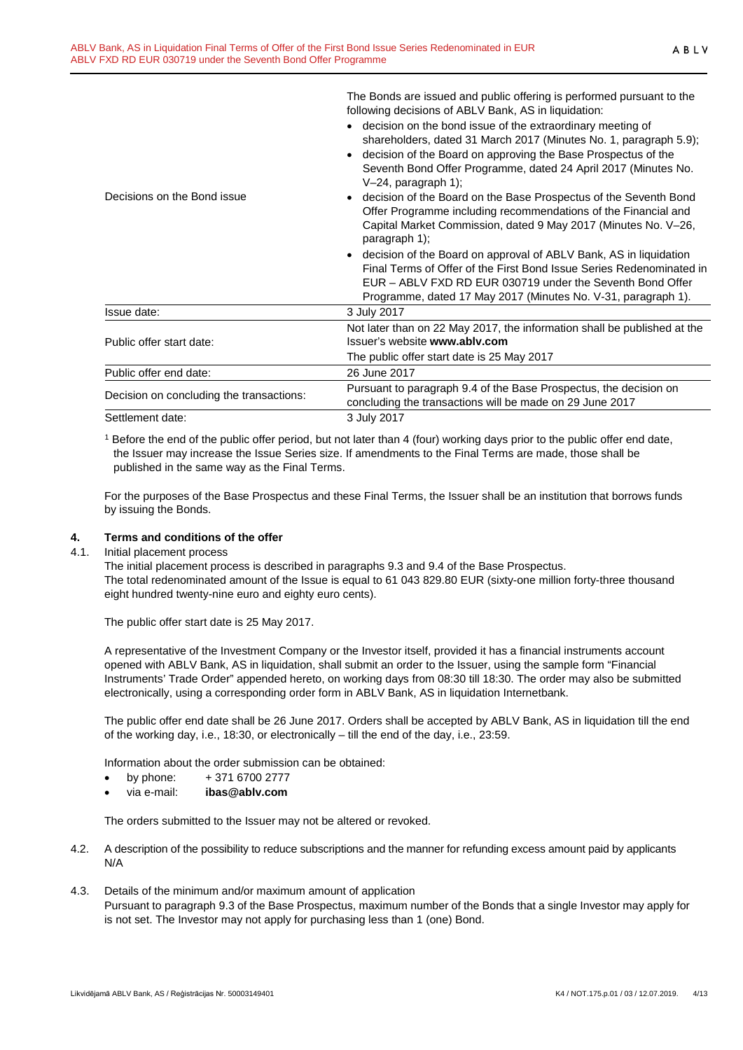| | |
|---|---|
| Decisions on the Bond issue | The Bonds are issued and public offering is performed pursuant to the following decisions of ABLV Bank, AS in liquidation:<br>• decision on the bond issue of the extraordinary meeting of shareholders, dated 31 March 2017 (Minutes No. 1, paragraph 5.9);<br>• decision of the Board on approving the Base Prospectus of the Seventh Bond Offer Programme, dated 24 April 2017 (Minutes No. V–24, paragraph 1);<br>• decision of the Board on the Base Prospectus of the Seventh Bond Offer Programme including recommendations of the Financial and Capital Market Commission, dated 9 May 2017 (Minutes No. V–26, paragraph 1);<br>• decision of the Board on approval of ABLV Bank, AS in liquidation Final Terms of Offer of the First Bond Issue Series Redenominated in EUR – ABLV FXD RD EUR 030719 under the Seventh Bond Offer Programme, dated 17 May 2017 (Minutes No. V-31, paragraph 1). |
| Issue date: | 3 July 2017 |
| Public offer start date: | Not later than on 22 May 2017, the information shall be published at the Issuer's website **www.ablv.com**<br>The public offer start date is 25 May 2017 |
| Public offer end date: | 26 June 2017 |
| Decision on concluding the transactions: | Pursuant to paragraph 9.4 of the Base Prospectus, the decision on concluding the transactions will be made on 29 June 2017 |
| Settlement date: | 3 July 2017 |

[1] Before the end of the public offer period, but not later than 4 (four) working days prior to the public offer end date, the Issuer may increase the Issue Series size. If amendments to the Final Terms are made, those shall be published in the same way as the Final Terms.

For the purposes of the Base Prospectus and these Final Terms, the Issuer shall be an institution that borrows funds by issuing the Bonds.

## 4. Terms and conditions of the offer

4.1. Initial placement process

The initial placement process is described in paragraphs 9.3 and 9.4 of the Base Prospectus.
The total redenominated amount of the Issue is equal to 61 043 829.80 EUR (sixty-one million forty-three thousand eight hundred twenty-nine euro and eighty euro cents).

The public offer start date is 25 May 2017.

A representative of the Investment Company or the Investor itself, provided it has a financial instruments account opened with ABLV Bank, AS in liquidation, shall submit an order to the Issuer, using the sample form "Financial Instruments' Trade Order" appended hereto, on working days from 08:30 till 18:30. The order may also be submitted electronically, using a corresponding order form in ABLV Bank, AS in liquidation Internetbank.

The public offer end date shall be 26 June 2017. Orders shall be accepted by ABLV Bank, AS in liquidation till the end of the working day, i.e., 18:30, or electronically – till the end of the day, i.e., 23:59.

Information about the order submission can be obtained:

- by phone: + 371 6700 2777
- via e-mail: **ibas@ablv.com**

The orders submitted to the Issuer may not be altered or revoked.

4.2. A description of the possibility to reduce subscriptions and the manner for refunding excess amount paid by applicants
N/A

4.3. Details of the minimum and/or maximum amount of application
Pursuant to paragraph 9.3 of the Base Prospectus, maximum number of the Bonds that a single Investor may apply for is not set. The Investor may not apply for purchasing less than 1 (one) Bond.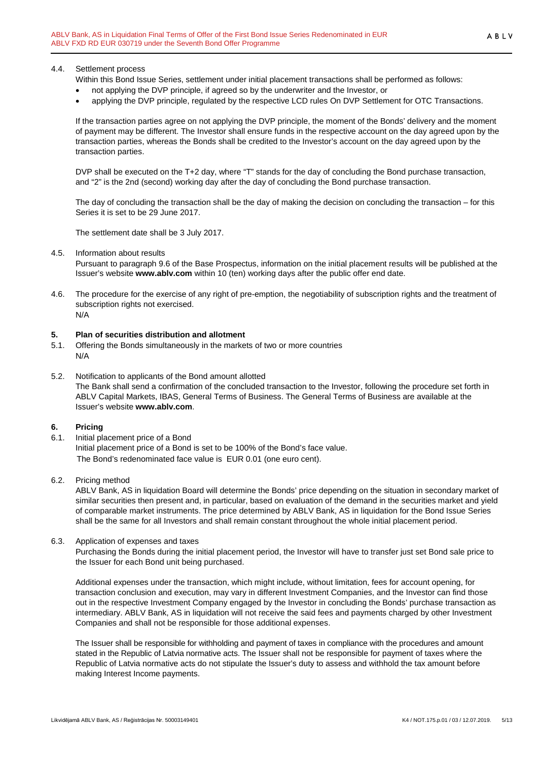4.4. Settlement process

Within this Bond Issue Series, settlement under initial placement transactions shall be performed as follows:

- not applying the DVP principle, if agreed so by the underwriter and the Investor, or
- applying the DVP principle, regulated by the respective LCD rules On DVP Settlement for OTC Transactions.

If the transaction parties agree on not applying the DVP principle, the moment of the Bonds' delivery and the moment of payment may be different. The Investor shall ensure funds in the respective account on the day agreed upon by the transaction parties, whereas the Bonds shall be credited to the Investor's account on the day agreed upon by the transaction parties.

DVP shall be executed on the T+2 day, where "T" stands for the day of concluding the Bond purchase transaction, and "2" is the 2nd (second) working day after the day of concluding the Bond purchase transaction.

The day of concluding the transaction shall be the day of making the decision on concluding the transaction – for this Series it is set to be 29 June 2017.

The settlement date shall be 3 July 2017.

4.5. Information about results

Pursuant to paragraph 9.6 of the Base Prospectus, information on the initial placement results will be published at the Issuer's website **www.ablv.com** within 10 (ten) working days after the public offer end date.

4.6. The procedure for the exercise of any right of pre-emption, the negotiability of subscription rights and the treatment of subscription rights not exercised.

N/A

## 5. Plan of securities distribution and allotment

5.1. Offering the Bonds simultaneously in the markets of two or more countries

N/A

5.2. Notification to applicants of the Bond amount allotted

The Bank shall send a confirmation of the concluded transaction to the Investor, following the procedure set forth in ABLV Capital Markets, IBAS, General Terms of Business. The General Terms of Business are available at the Issuer's website **www.ablv.com**.

## 6. Pricing

6.1. Initial placement price of a Bond

Initial placement price of a Bond is set to be 100% of the Bond's face value.

The Bond's redenominated face value is EUR 0.01 (one euro cent).

6.2. Pricing method

ABLV Bank, AS in liquidation Board will determine the Bonds' price depending on the situation in secondary market of similar securities then present and, in particular, based on evaluation of the demand in the securities market and yield of comparable market instruments. The price determined by ABLV Bank, AS in liquidation for the Bond Issue Series shall be the same for all Investors and shall remain constant throughout the whole initial placement period.

6.3. Application of expenses and taxes

Purchasing the Bonds during the initial placement period, the Investor will have to transfer just set Bond sale price to the Issuer for each Bond unit being purchased.

Additional expenses under the transaction, which might include, without limitation, fees for account opening, for transaction conclusion and execution, may vary in different Investment Companies, and the Investor can find those out in the respective Investment Company engaged by the Investor in concluding the Bonds' purchase transaction as intermediary. ABLV Bank, AS in liquidation will not receive the said fees and payments charged by other Investment Companies and shall not be responsible for those additional expenses.

The Issuer shall be responsible for withholding and payment of taxes in compliance with the procedures and amount stated in the Republic of Latvia normative acts. The Issuer shall not be responsible for payment of taxes where the Republic of Latvia normative acts do not stipulate the Issuer's duty to assess and withhold the tax amount before making Interest Income payments.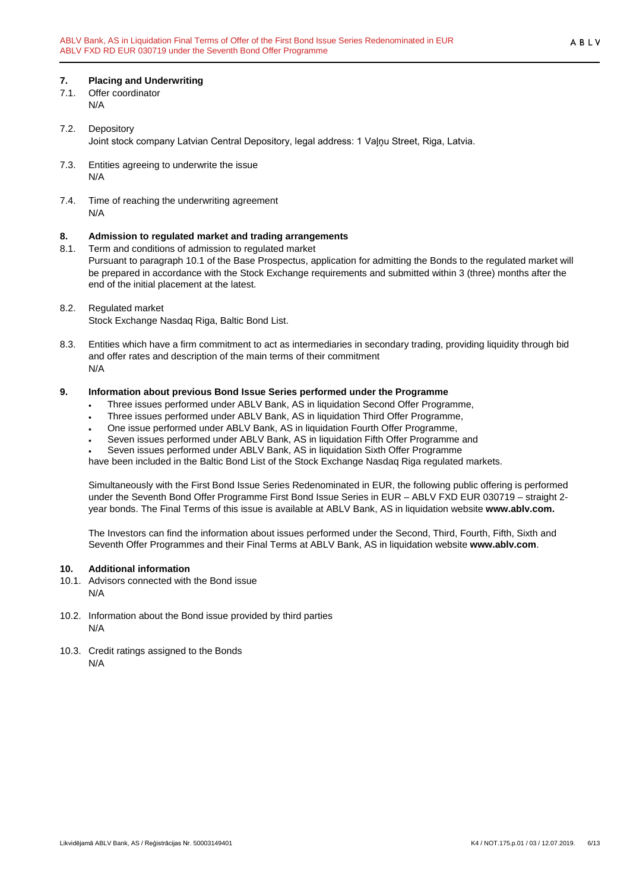## 7. Placing and Underwriting

7.1. Offer coordinator
N/A

7.2. Depository
Joint stock company Latvian Central Depository, legal address: 1 Vaļņu Street, Riga, Latvia.

7.3. Entities agreeing to underwrite the issue
N/A

7.4. Time of reaching the underwriting agreement
N/A

## 8. Admission to regulated market and trading arrangements

8.1. Term and conditions of admission to regulated market
Pursuant to paragraph 10.1 of the Base Prospectus, application for admitting the Bonds to the regulated market will be prepared in accordance with the Stock Exchange requirements and submitted within 3 (three) months after the end of the initial placement at the latest.

8.2. Regulated market
Stock Exchange Nasdaq Riga, Baltic Bond List.

8.3. Entities which have a firm commitment to act as intermediaries in secondary trading, providing liquidity through bid and offer rates and description of the main terms of their commitment
N/A

## 9. Information about previous Bond Issue Series performed under the Programme

- Three issues performed under ABLV Bank, AS in liquidation Second Offer Programme,
- Three issues performed under ABLV Bank, AS in liquidation Third Offer Programme,
- One issue performed under ABLV Bank, AS in liquidation Fourth Offer Programme,
- Seven issues performed under ABLV Bank, AS in liquidation Fifth Offer Programme and
- Seven issues performed under ABLV Bank, AS in liquidation Sixth Offer Programme

have been included in the Baltic Bond List of the Stock Exchange Nasdaq Riga regulated markets.

Simultaneously with the First Bond Issue Series Redenominated in EUR, the following public offering is performed under the Seventh Bond Offer Programme First Bond Issue Series in EUR – ABLV FXD EUR 030719 – straight 2-year bonds. The Final Terms of this issue is available at ABLV Bank, AS in liquidation website **www.ablv.com.**

The Investors can find the information about issues performed under the Second, Third, Fourth, Fifth, Sixth and Seventh Offer Programmes and their Final Terms at ABLV Bank, AS in liquidation website **www.ablv.com**.

## 10. Additional information

10.1. Advisors connected with the Bond issue
N/A

10.2. Information about the Bond issue provided by third parties
N/A

10.3. Credit ratings assigned to the Bonds
N/A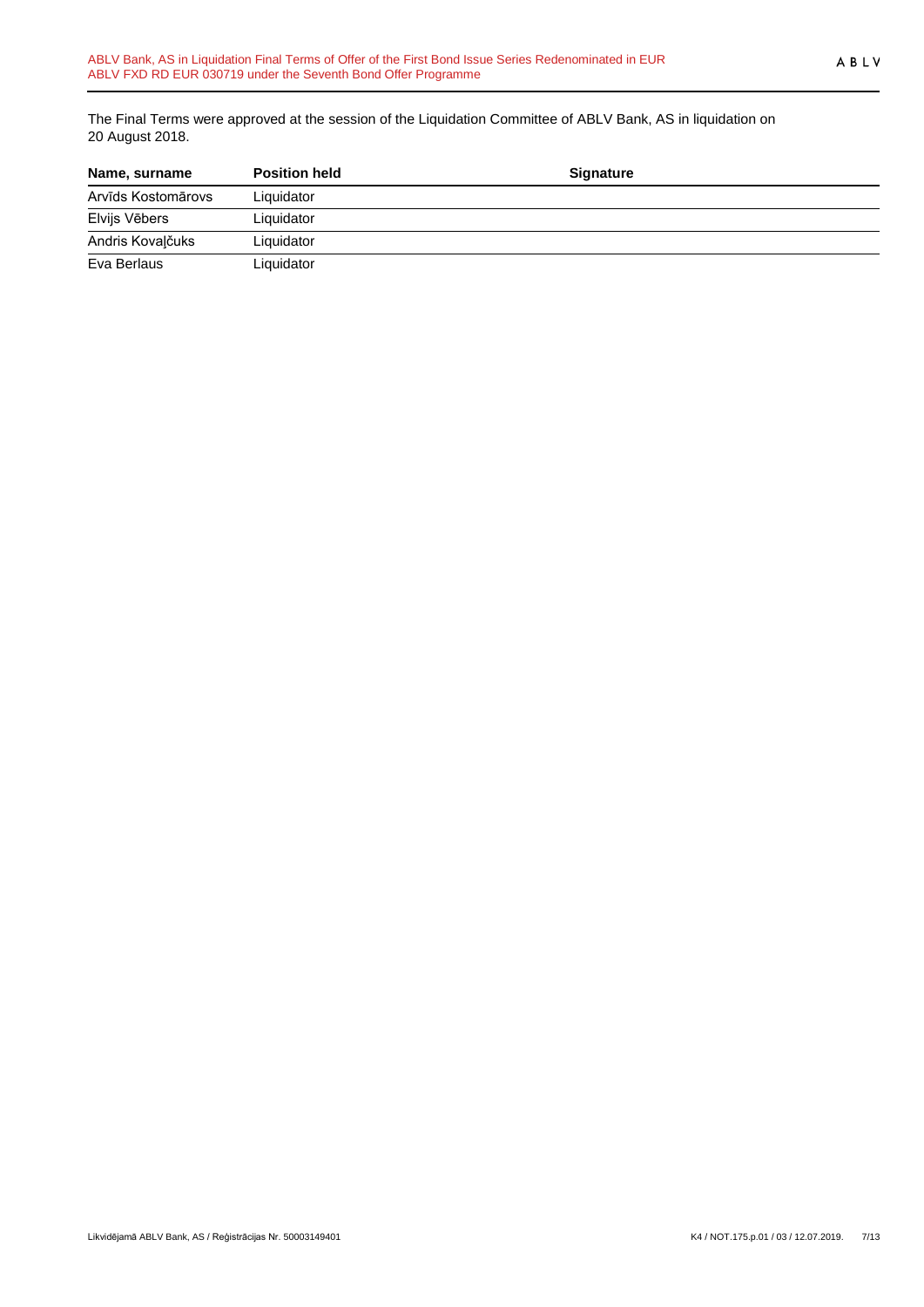The Final Terms were approved at the session of the Liquidation Committee of ABLV Bank, AS in liquidation on 20 August 2018.

| Name, surname | Position held | Signature |
| --- | --- | --- |
| Arvīds Kostomārovs | Liquidator | |
| Elvijs Vēbers | Liquidator | |
| Andris Kovaļčuks | Liquidator | |
| Eva Berlaus | Liquidator | |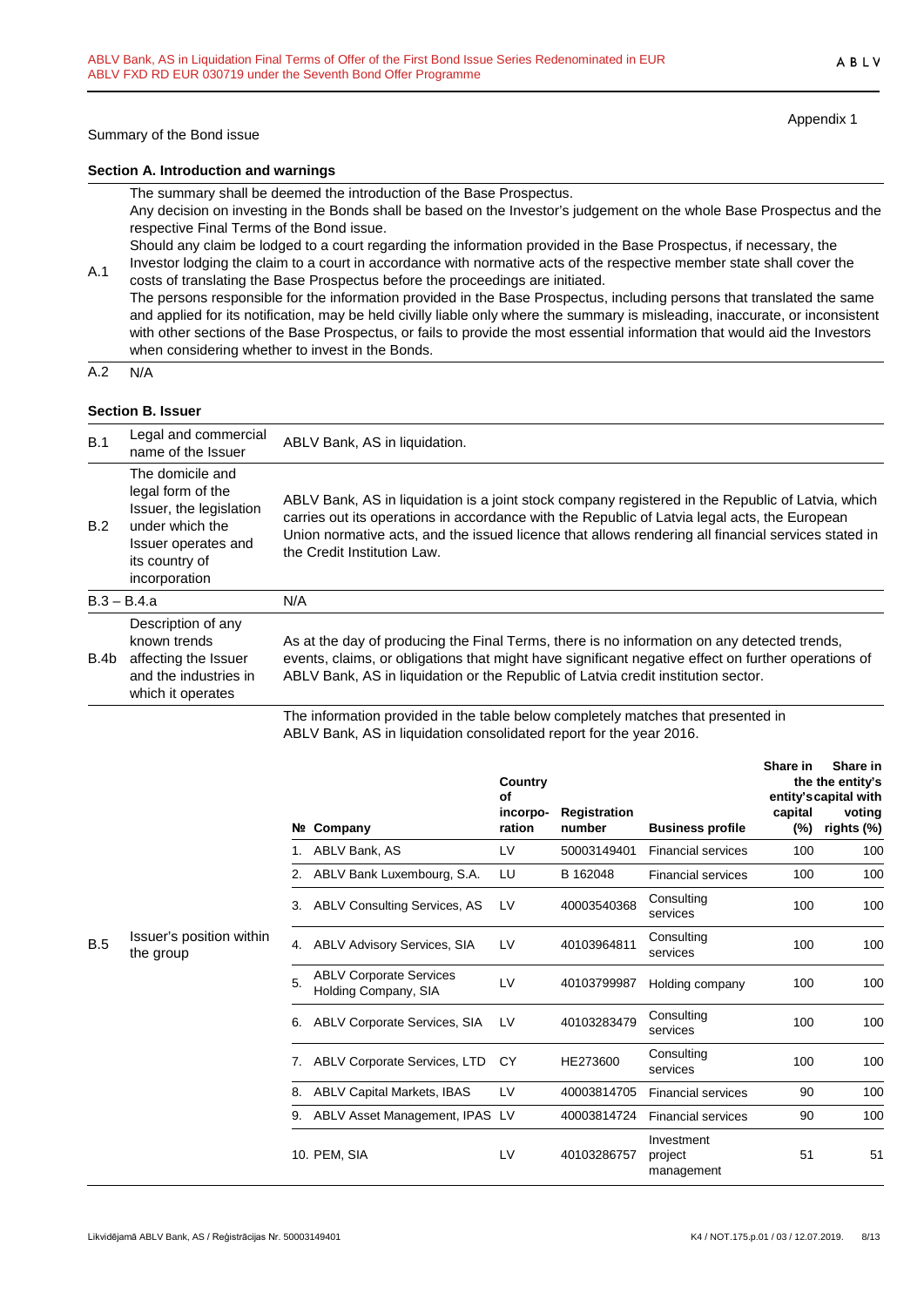Appendix 1

Summary of the Bond issue

**Section A. Introduction and warnings**

| | |
|---|---|
| A.1 | The summary shall be deemed the introduction of the Base Prospectus.<br>Any decision on investing in the Bonds shall be based on the Investor's judgement on the whole Base Prospectus and the respective Final Terms of the Bond issue.<br>Should any claim be lodged to a court regarding the information provided in the Base Prospectus, if necessary, the Investor lodging the claim to a court in accordance with normative acts of the respective member state shall cover the costs of translating the Base Prospectus before the proceedings are initiated.<br>The persons responsible for the information provided in the Base Prospectus, including persons that translated the same and applied for its notification, may be held civilly liable only where the summary is misleading, inaccurate, or inconsistent with other sections of the Base Prospectus, or fails to provide the most essential information that would aid the Investors when considering whether to invest in the Bonds. |
| A.2 | N/A |

**Section B. Issuer**

| | | |
|---|---|---|
| B.1 | Legal and commercial name of the Issuer | ABLV Bank, AS in liquidation. |
| B.2 | The domicile and legal form of the Issuer, the legislation under which the Issuer operates and its country of incorporation | ABLV Bank, AS in liquidation is a joint stock company registered in the Republic of Latvia, which carries out its operations in accordance with the Republic of Latvia legal acts, the European Union normative acts, and the issued licence that allows rendering all financial services stated in the Credit Institution Law. |
| B.3 – B.4.a | | N/A |
| B.4b | Description of any known trends affecting the Issuer and the industries in which it operates | As at the day of producing the Final Terms, there is no information on any detected trends, events, claims, or obligations that might have significant negative effect on further operations of ABLV Bank, AS in liquidation or the Republic of Latvia credit institution sector. |
| B.5 | Issuer's position within the group | The information provided in the table below completely matches that presented in ABLV Bank, AS in liquidation consolidated report for the year 2016. |

| № | Company | Country of incorpo-ration | Registration number | Business profile | Share in the entity's capital (%) | Share in the entity's capital with voting rights (%) |
|---|---|---|---|---|---|---|
| 1. | ABLV Bank, AS | LV | 50003149401 | Financial services | 100 | 100 |
| 2. | ABLV Bank Luxembourg, S.A. | LU | B 162048 | Financial services | 100 | 100 |
| 3. | ABLV Consulting Services, AS | LV | 40003540368 | Consulting services | 100 | 100 |
| 4. | ABLV Advisory Services, SIA | LV | 40103964811 | Consulting services | 100 | 100 |
| 5. | ABLV Corporate Services Holding Company, SIA | LV | 40103799987 | Holding company | 100 | 100 |
| 6. | ABLV Corporate Services, SIA | LV | 40103283479 | Consulting services | 100 | 100 |
| 7. | ABLV Corporate Services, LTD | CY | HE273600 | Consulting services | 100 | 100 |
| 8. | ABLV Capital Markets, IBAS | LV | 40003814705 | Financial services | 90 | 100 |
| 9. | ABLV Asset Management, IPAS | LV | 40003814724 | Financial services | 90 | 100 |
| 10. | PEM, SIA | LV | 40103286757 | Investment project management | 51 | 51 |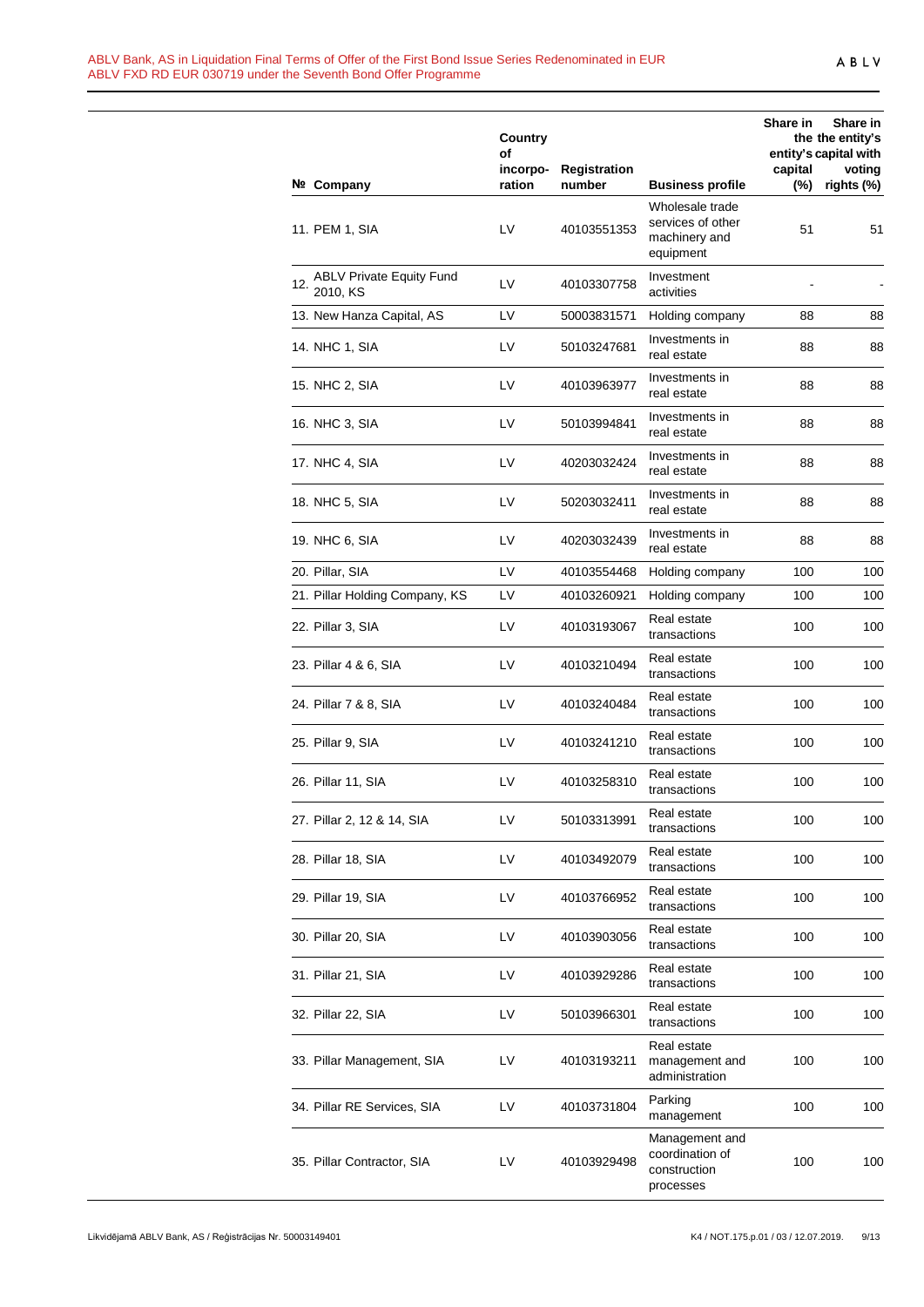| № | Company | Country of incorpo-ration | Registration number | Business profile | Share in the entity's capital (%) | Share in the entity's capital with voting rights (%) |
|---|---|---|---|---|---|---|
| 11. | PEM 1, SIA | LV | 40103551353 | Wholesale trade services of other machinery and equipment | 51 | 51 |
| 12. | ABLV Private Equity Fund 2010, KS | LV | 40103307758 | Investment activities | - | - |
| 13. | New Hanza Capital, AS | LV | 50003831571 | Holding company | 88 | 88 |
| 14. | NHC 1, SIA | LV | 50103247681 | Investments in real estate | 88 | 88 |
| 15. | NHC 2, SIA | LV | 40103963977 | Investments in real estate | 88 | 88 |
| 16. | NHC 3, SIA | LV | 50103994841 | Investments in real estate | 88 | 88 |
| 17. | NHC 4, SIA | LV | 40203032424 | Investments in real estate | 88 | 88 |
| 18. | NHC 5, SIA | LV | 50203032411 | Investments in real estate | 88 | 88 |
| 19. | NHC 6, SIA | LV | 40203032439 | Investments in real estate | 88 | 88 |
| 20. | Pillar, SIA | LV | 40103554468 | Holding company | 100 | 100 |
| 21. | Pillar Holding Company, KS | LV | 40103260921 | Holding company | 100 | 100 |
| 22. | Pillar 3, SIA | LV | 40103193067 | Real estate transactions | 100 | 100 |
| 23. | Pillar 4 & 6, SIA | LV | 40103210494 | Real estate transactions | 100 | 100 |
| 24. | Pillar 7 & 8, SIA | LV | 40103240484 | Real estate transactions | 100 | 100 |
| 25. | Pillar 9, SIA | LV | 40103241210 | Real estate transactions | 100 | 100 |
| 26. | Pillar 11, SIA | LV | 40103258310 | Real estate transactions | 100 | 100 |
| 27. | Pillar 2, 12 & 14, SIA | LV | 50103313991 | Real estate transactions | 100 | 100 |
| 28. | Pillar 18, SIA | LV | 40103492079 | Real estate transactions | 100 | 100 |
| 29. | Pillar 19, SIA | LV | 40103766952 | Real estate transactions | 100 | 100 |
| 30. | Pillar 20, SIA | LV | 40103903056 | Real estate transactions | 100 | 100 |
| 31. | Pillar 21, SIA | LV | 40103929286 | Real estate transactions | 100 | 100 |
| 32. | Pillar 22, SIA | LV | 50103966301 | Real estate transactions | 100 | 100 |
| 33. | Pillar Management, SIA | LV | 40103193211 | Real estate management and administration | 100 | 100 |
| 34. | Pillar RE Services, SIA | LV | 40103731804 | Parking management | 100 | 100 |
| 35. | Pillar Contractor, SIA | LV | 40103929498 | Management and coordination of construction processes | 100 | 100 |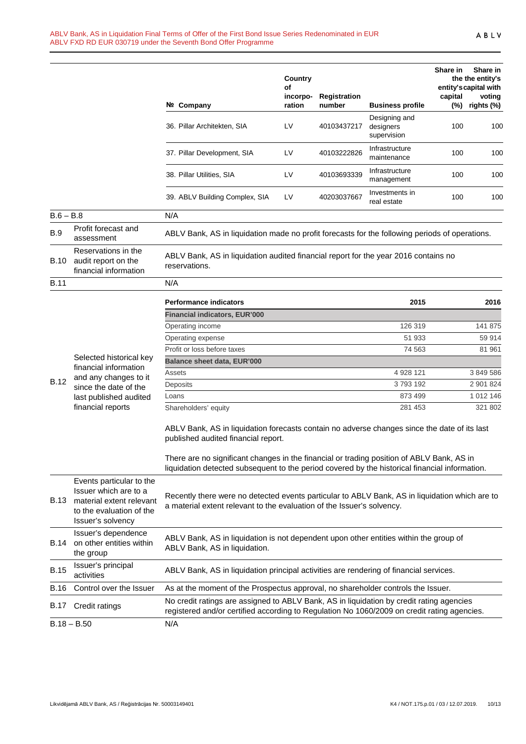| № | Company | Country of incorpo-ration | Registration number | Business profile | Share in the entity's capital (%) | Share in the entity's capital with voting rights (%) |
|---|---|---|---|---|---|---|
| 36. | Pillar Architekten, SIA | LV | 40103437217 | Designing and designers supervision | 100 | 100 |
| 37. | Pillar Development, SIA | LV | 40103222826 | Infrastructure maintenance | 100 | 100 |
| 38. | Pillar Utilities, SIA | LV | 40103693339 | Infrastructure management | 100 | 100 |
| 39. | ABLV Building Complex, SIA | LV | 40203037667 | Investments in real estate | 100 | 100 |

| | | |
|---|---|---|
| B.6 – B.8 | | N/A |
| B.9 | Profit forecast and assessment | ABLV Bank, AS in liquidation made no profit forecasts for the following periods of operations. |
| B.10 | Reservations in the audit report on the financial information | ABLV Bank, AS in liquidation audited financial report for the year 2016 contains no reservations. |
| B.11 | | N/A |

**B.12 Selected historical key financial information and any changes to it since the date of the last published audited financial reports**

| Performance indicators | 2015 | 2016 |
|---|---|---|
| **Financial indicators, EUR'000** | | |
| Operating income | 126 319 | 141 875 |
| Operating expense | 51 933 | 59 914 |
| Profit or loss before taxes | 74 563 | 81 961 |
| **Balance sheet data, EUR'000** | | |
| Assets | 4 928 121 | 3 849 586 |
| Deposits | 3 793 192 | 2 901 824 |
| Loans | 873 499 | 1 012 146 |
| Shareholders' equity | 281 453 | 321 802 |

ABLV Bank, AS in liquidation forecasts contain no adverse changes since the date of its last published audited financial report.

There are no significant changes in the financial or trading position of ABLV Bank, AS in liquidation detected subsequent to the period covered by the historical financial information.

| | | |
|---|---|---|
| B.13 | Events particular to the Issuer which are to a material extent relevant to the evaluation of the Issuer's solvency | Recently there were no detected events particular to ABLV Bank, AS in liquidation which are to a material extent relevant to the evaluation of the Issuer's solvency. |
| B.14 | Issuer's dependence on other entities within the group | ABLV Bank, AS in liquidation is not dependent upon other entities within the group of ABLV Bank, AS in liquidation. |
| B.15 | Issuer's principal activities | ABLV Bank, AS in liquidation principal activities are rendering of financial services. |
| B.16 | Control over the Issuer | As at the moment of the Prospectus approval, no shareholder controls the Issuer. |
| B.17 | Credit ratings | No credit ratings are assigned to ABLV Bank, AS in liquidation by credit rating agencies registered and/or certified according to Regulation No 1060/2009 on credit rating agencies. |
| B.18 – B.50 | | N/A |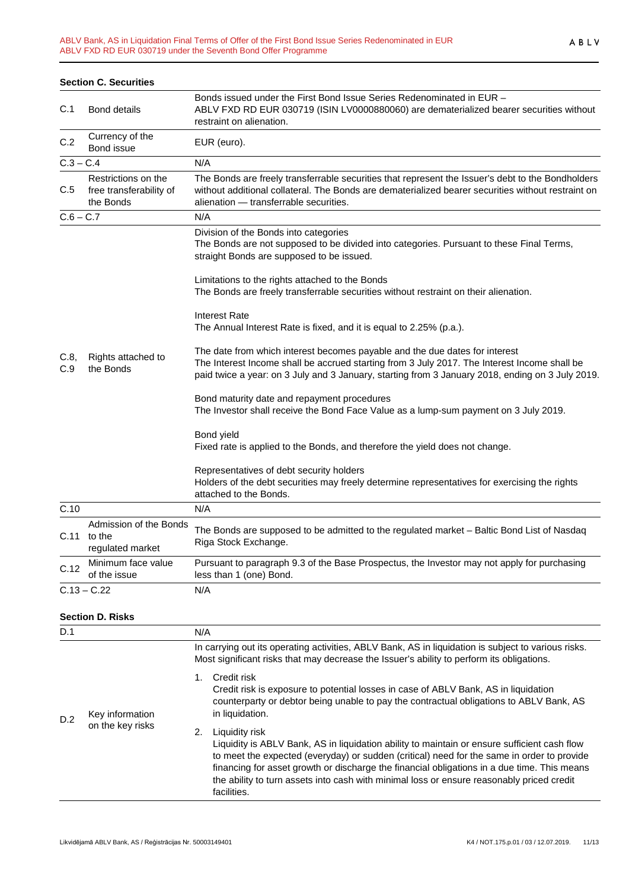**Section C. Securities**

| | | |
|---|---|---|
| C.1 | Bond details | Bonds issued under the First Bond Issue Series Redenominated in EUR – ABLV FXD RD EUR 030719 (ISIN LV0000880060) are dematerialized bearer securities without restraint on alienation. |
| C.2 | Currency of the Bond issue | EUR (euro). |
| C.3 – C.4 | | N/A |
| C.5 | Restrictions on the free transferability of the Bonds | The Bonds are freely transferrable securities that represent the Issuer's debt to the Bondholders without additional collateral. The Bonds are dematerialized bearer securities without restraint on alienation — transferrable securities. |
| C.6 – C.7 | | N/A |
| C.8, C.9 | Rights attached to the Bonds | Division of the Bonds into categories<br>The Bonds are not supposed to be divided into categories. Pursuant to these Final Terms, straight Bonds are supposed to be issued.<br><br>Limitations to the rights attached to the Bonds<br>The Bonds are freely transferrable securities without restraint on their alienation.<br><br>Interest Rate<br>The Annual Interest Rate is fixed, and it is equal to 2.25% (p.a.).<br><br>The date from which interest becomes payable and the due dates for interest<br>The Interest Income shall be accrued starting from 3 July 2017. The Interest Income shall be paid twice a year: on 3 July and 3 January, starting from 3 January 2018, ending on 3 July 2019.<br><br>Bond maturity date and repayment procedures<br>The Investor shall receive the Bond Face Value as a lump-sum payment on 3 July 2019.<br><br>Bond yield<br>Fixed rate is applied to the Bonds, and therefore the yield does not change.<br><br>Representatives of debt security holders<br>Holders of the debt securities may freely determine representatives for exercising the rights attached to the Bonds. |
| C.10 | | N/A |
| C.11 | Admission of the Bonds to the regulated market | The Bonds are supposed to be admitted to the regulated market – Baltic Bond List of Nasdaq Riga Stock Exchange. |
| C.12 | Minimum face value of the issue | Pursuant to paragraph 9.3 of the Base Prospectus, the Investor may not apply for purchasing less than 1 (one) Bond. |
| C.13 – C.22 | | N/A |

**Section D. Risks**

| | | |
|---|---|---|
| D.1 | | N/A |
| D.2 | Key information on the key risks | In carrying out its operating activities, ABLV Bank, AS in liquidation is subject to various risks. Most significant risks that may decrease the Issuer's ability to perform its obligations.<br><br>1. Credit risk<br>Credit risk is exposure to potential losses in case of ABLV Bank, AS in liquidation counterparty or debtor being unable to pay the contractual obligations to ABLV Bank, AS in liquidation.<br><br>2. Liquidity risk<br>Liquidity is ABLV Bank, AS in liquidation ability to maintain or ensure sufficient cash flow to meet the expected (everyday) or sudden (critical) need for the same in order to provide financing for asset growth or discharge the financial obligations in a due time. This means the ability to turn assets into cash with minimal loss or ensure reasonably priced credit facilities. |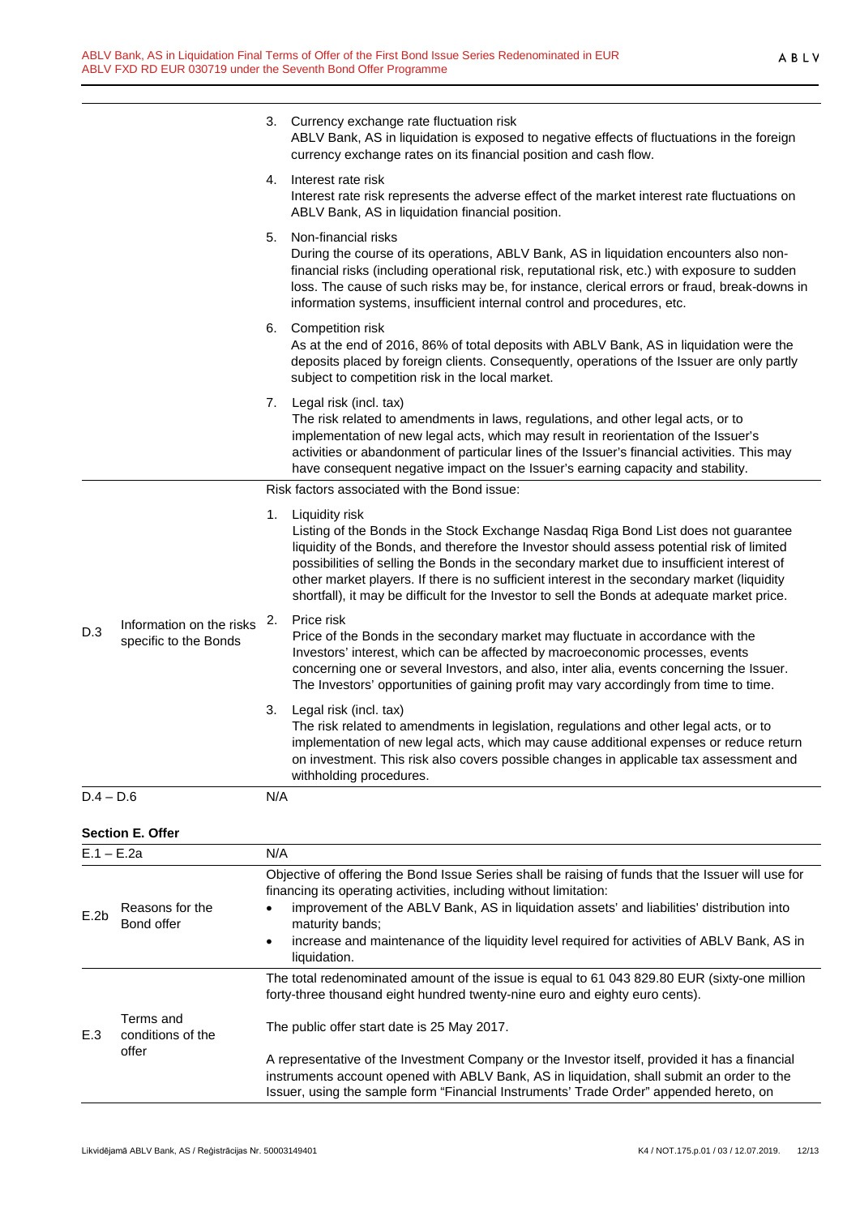| | | |
|---|---|---|
| | | 3. Currency exchange rate fluctuation risk<br>ABLV Bank, AS in liquidation is exposed to negative effects of fluctuations in the foreign currency exchange rates on its financial position and cash flow.<br><br>4. Interest rate risk<br>Interest rate risk represents the adverse effect of the market interest rate fluctuations on ABLV Bank, AS in liquidation financial position.<br><br>5. Non-financial risks<br>During the course of its operations, ABLV Bank, AS in liquidation encounters also non-financial risks (including operational risk, reputational risk, etc.) with exposure to sudden loss. The cause of such risks may be, for instance, clerical errors or fraud, break-downs in information systems, insufficient internal control and procedures, etc.<br><br>6. Competition risk<br>As at the end of 2016, 86% of total deposits with ABLV Bank, AS in liquidation were the deposits placed by foreign clients. Consequently, operations of the Issuer are only partly subject to competition risk in the local market.<br><br>7. Legal risk (incl. tax)<br>The risk related to amendments in laws, regulations, and other legal acts, or to implementation of new legal acts, which may result in reorientation of the Issuer's activities or abandonment of particular lines of the Issuer's financial activities. This may have consequent negative impact on the Issuer's earning capacity and stability. |
| D.3 | Information on the risks specific to the Bonds | Risk factors associated with the Bond issue:<br><br>1. Liquidity risk<br>Listing of the Bonds in the Stock Exchange Nasdaq Riga Bond List does not guarantee liquidity of the Bonds, and therefore the Investor should assess potential risk of limited possibilities of selling the Bonds in the secondary market due to insufficient interest of other market players. If there is no sufficient interest in the secondary market (liquidity shortfall), it may be difficult for the Investor to sell the Bonds at adequate market price.<br><br>2. Price risk<br>Price of the Bonds in the secondary market may fluctuate in accordance with the Investors' interest, which can be affected by macroeconomic processes, events concerning one or several Investors, and also, inter alia, events concerning the Issuer. The Investors' opportunities of gaining profit may vary accordingly from time to time.<br><br>3. Legal risk (incl. tax)<br>The risk related to amendments in legislation, regulations and other legal acts, or to implementation of new legal acts, which may cause additional expenses or reduce return on investment. This risk also covers possible changes in applicable tax assessment and withholding procedures. |
| D.4 – D.6 | | N/A |

**Section E. Offer**

| | | |
|---|---|---|
| E.1 – E.2a | | N/A |
| E.2b | Reasons for the Bond offer | Objective of offering the Bond Issue Series shall be raising of funds that the Issuer will use for financing its operating activities, including without limitation:<br>• improvement of the ABLV Bank, AS in liquidation assets' and liabilities' distribution into maturity bands;<br>• increase and maintenance of the liquidity level required for activities of ABLV Bank, AS in liquidation. |
| E.3 | Terms and conditions of the offer | The total redenominated amount of the issue is equal to 61 043 829.80 EUR (sixty-one million forty-three thousand eight hundred twenty-nine euro and eighty euro cents).<br><br>The public offer start date is 25 May 2017.<br><br>A representative of the Investment Company or the Investor itself, provided it has a financial instruments account opened with ABLV Bank, AS in liquidation, shall submit an order to the Issuer, using the sample form "Financial Instruments' Trade Order" appended hereto, on |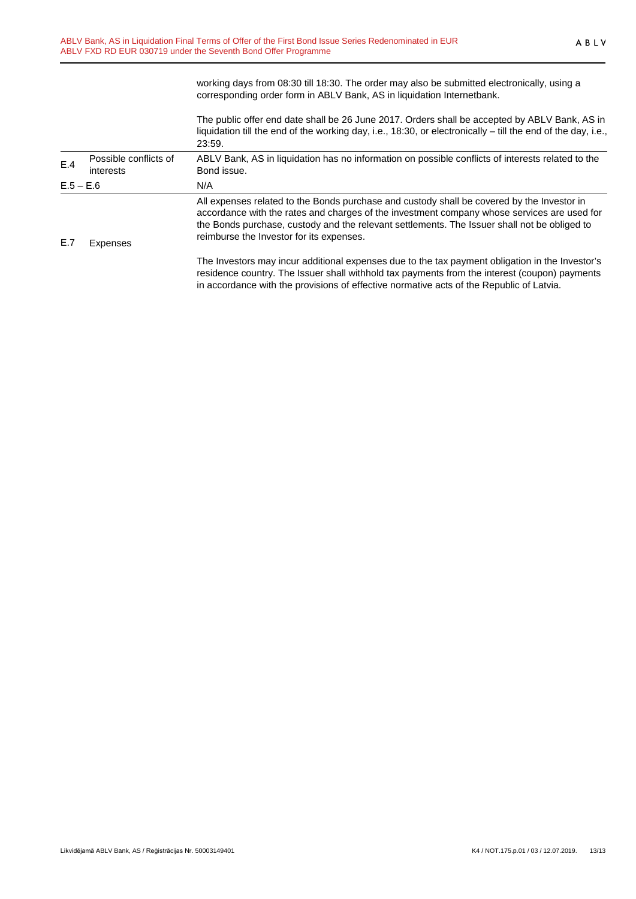| | | |
|---|---|---|
| | | working days from 08:30 till 18:30. The order may also be submitted electronically, using a corresponding order form in ABLV Bank, AS in liquidation Internetbank.<br><br>The public offer end date shall be 26 June 2017. Orders shall be accepted by ABLV Bank, AS in liquidation till the end of the working day, i.e., 18:30, or electronically – till the end of the day, i.e., 23:59. |
| E.4 | Possible conflicts of interests | ABLV Bank, AS in liquidation has no information on possible conflicts of interests related to the Bond issue. |
| E.5 – E.6 | | N/A |
| E.7 | Expenses | All expenses related to the Bonds purchase and custody shall be covered by the Investor in accordance with the rates and charges of the investment company whose services are used for the Bonds purchase, custody and the relevant settlements. The Issuer shall not be obliged to reimburse the Investor for its expenses.<br><br>The Investors may incur additional expenses due to the tax payment obligation in the Investor's residence country. The Issuer shall withhold tax payments from the interest (coupon) payments in accordance with the provisions of effective normative acts of the Republic of Latvia. |